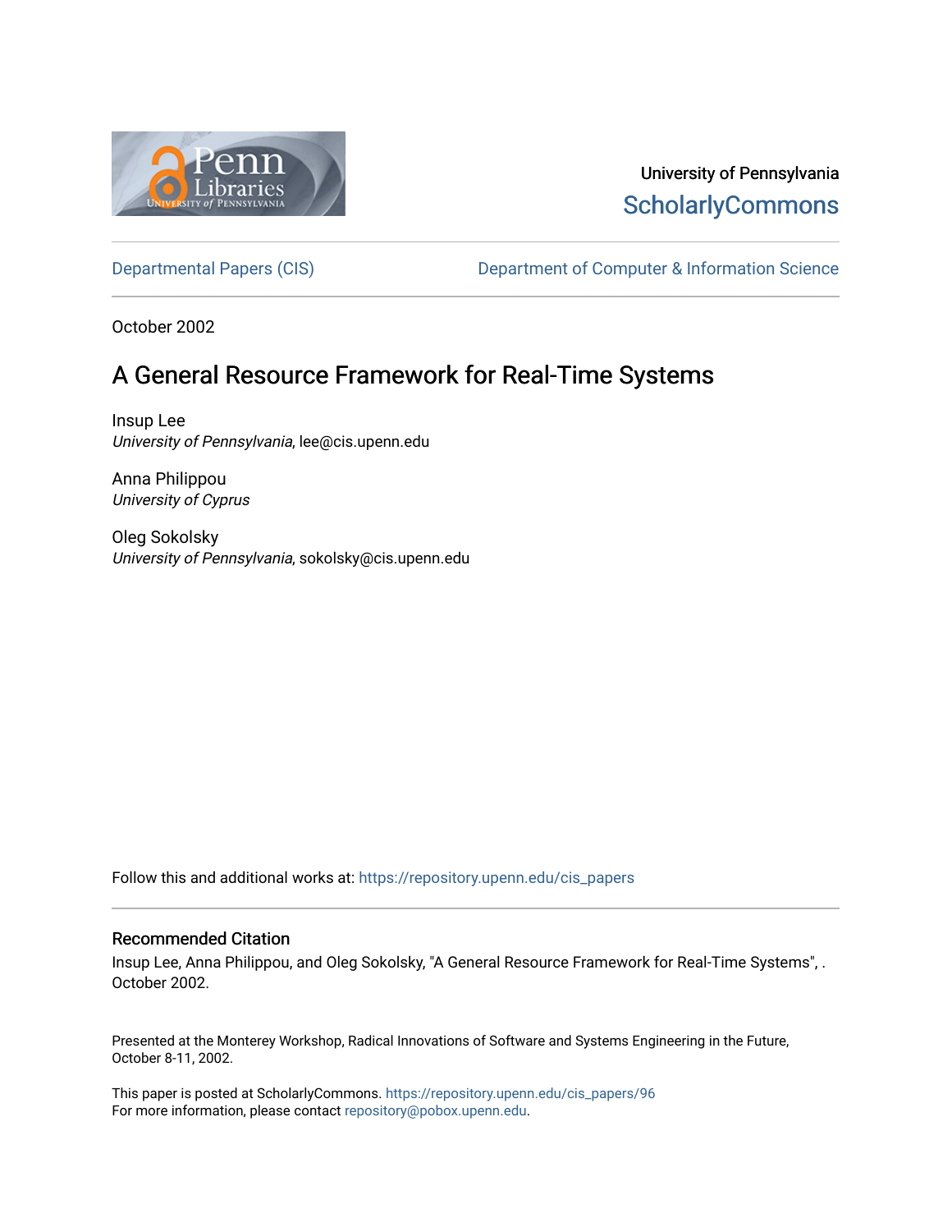University of Pennsylvania
ScholarlyCommons

Departmental Papers (CIS) | Department of Computer & Information Science

October 2002

# A General Resource Framework for Real-Time Systems

Insup Lee
*University of Pennsylvania*, lee@cis.upenn.edu

Anna Philippou
*University of Cyprus*

Oleg Sokolsky
*University of Pennsylvania*, sokolsky@cis.upenn.edu

Follow this and additional works at: https://repository.upenn.edu/cis_papers

### Recommended Citation

Insup Lee, Anna Philippou, and Oleg Sokolsky, "A General Resource Framework for Real-Time Systems", . October 2002.

Presented at the Monterey Workshop, Radical Innovations of Software and Systems Engineering in the Future, October 8-11, 2002.

This paper is posted at ScholarlyCommons. https://repository.upenn.edu/cis_papers/96
For more information, please contact repository@pobox.upenn.edu.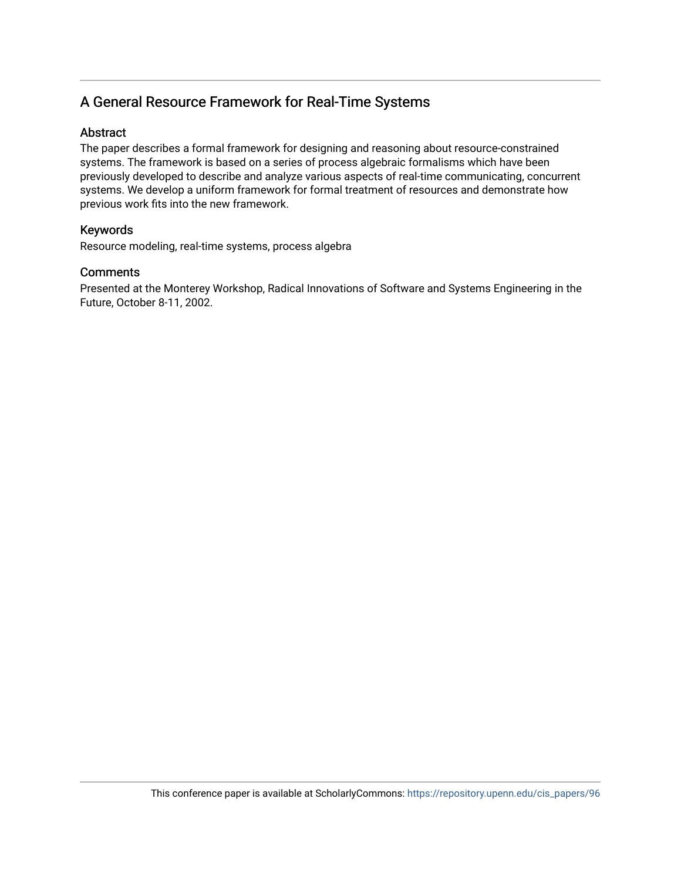## A General Resource Framework for Real-Time Systems

### Abstract

The paper describes a formal framework for designing and reasoning about resource-constrained systems. The framework is based on a series of process algebraic formalisms which have been previously developed to describe and analyze various aspects of real-time communicating, concurrent systems. We develop a uniform framework for formal treatment of resources and demonstrate how previous work fits into the new framework.

### Keywords

Resource modeling, real-time systems, process algebra

### Comments

Presented at the Monterey Workshop, Radical Innovations of Software and Systems Engineering in the Future, October 8-11, 2002.

This conference paper is available at ScholarlyCommons: https://repository.upenn.edu/cis_papers/96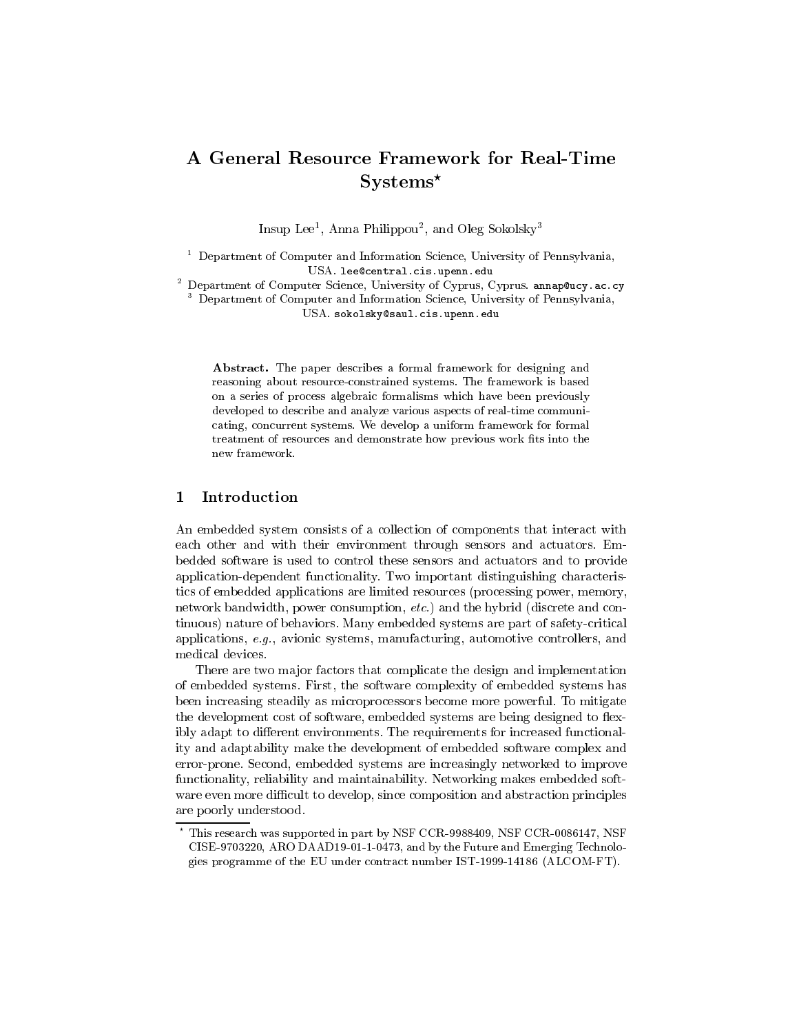# A General Resource Framework for Real-Time Systems*

Insup Lee[1], Anna Philippou[2], and Oleg Sokolsky[3]

[1] Department of Computer and Information Science, University of Pennsylvania, USA. lee@central.cis.upenn.edu

[2] Department of Computer Science, University of Cyprus, Cyprus. annap@ucy.ac.cy

[3] Department of Computer and Information Science, University of Pennsylvania, USA. sokolsky@saul.cis.upenn.edu

**Abstract.** The paper describes a formal framework for designing and reasoning about resource-constrained systems. The framework is based on a series of process algebraic formalisms which have been previously developed to describe and analyze various aspects of real-time communicating, concurrent systems. We develop a uniform framework for formal treatment of resources and demonstrate how previous work fits into the new framework.

## 1 Introduction

An embedded system consists of a collection of components that interact with each other and with their environment through sensors and actuators. Embedded software is used to control these sensors and actuators and to provide application-dependent functionality. Two important distinguishing characteristics of embedded applications are limited resources (processing power, memory, network bandwidth, power consumption, *etc.*) and the hybrid (discrete and continuous) nature of behaviors. Many embedded systems are part of safety-critical applications, *e.g.*, avionic systems, manufacturing, automotive controllers, and medical devices.

There are two major factors that complicate the design and implementation of embedded systems. First, the software complexity of embedded systems has been increasing steadily as microprocessors become more powerful. To mitigate the development cost of software, embedded systems are being designed to flexibly adapt to different environments. The requirements for increased functionality and adaptability make the development of embedded software complex and error-prone. Second, embedded systems are increasingly networked to improve functionality, reliability and maintainability. Networking makes embedded software even more difficult to develop, since composition and abstraction principles are poorly understood.

* This research was supported in part by NSF CCR-9988409, NSF CCR-0086147, NSF CISE-9703220, ARO DAAD19-01-1-0473, and by the Future and Emerging Technologies programme of the EU under contract number IST-1999-14186 (ALCOM-FT).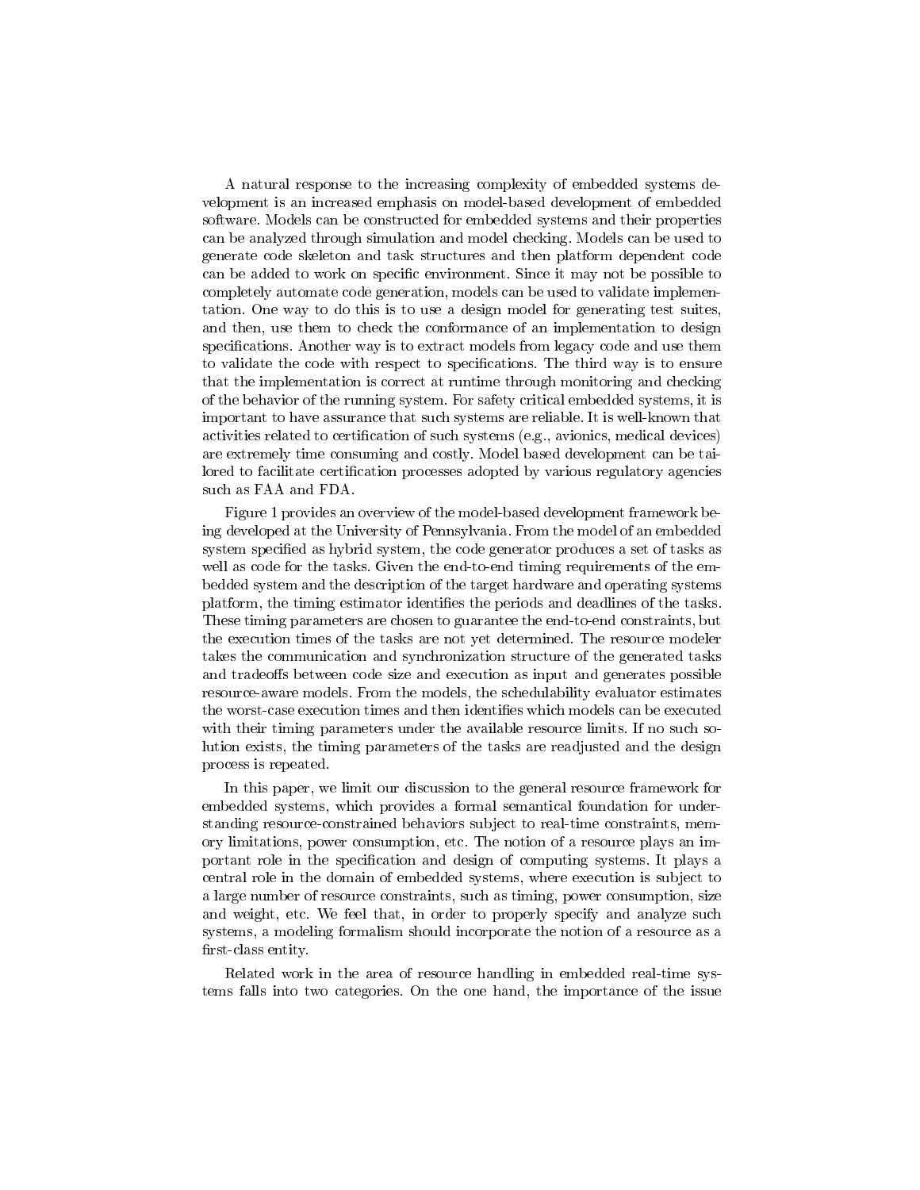A natural response to the increasing complexity of embedded systems development is an increased emphasis on model-based development of embedded software. Models can be constructed for embedded systems and their properties can be analyzed through simulation and model checking. Models can be used to generate code skeleton and task structures and then platform dependent code can be added to work on specific environment. Since it may not be possible to completely automate code generation, models can be used to validate implementation. One way to do this is to use a design model for generating test suites, and then, use them to check the conformance of an implementation to design specifications. Another way is to extract models from legacy code and use them to validate the code with respect to specifications. The third way is to ensure that the implementation is correct at runtime through monitoring and checking of the behavior of the running system. For safety critical embedded systems, it is important to have assurance that such systems are reliable. It is well-known that activities related to certification of such systems (e.g., avionics, medical devices) are extremely time consuming and costly. Model based development can be tailored to facilitate certification processes adopted by various regulatory agencies such as FAA and FDA.

Figure 1 provides an overview of the model-based development framework being developed at the University of Pennsylvania. From the model of an embedded system specified as hybrid system, the code generator produces a set of tasks as well as code for the tasks. Given the end-to-end timing requirements of the embedded system and the description of the target hardware and operating systems platform, the timing estimator identifies the periods and deadlines of the tasks. These timing parameters are chosen to guarantee the end-to-end constraints, but the execution times of the tasks are not yet determined. The resource modeler takes the communication and synchronization structure of the generated tasks and tradeoffs between code size and execution as input and generates possible resource-aware models. From the models, the schedulability evaluator estimates the worst-case execution times and then identifies which models can be executed with their timing parameters under the available resource limits. If no such solution exists, the timing parameters of the tasks are readjusted and the design process is repeated.

In this paper, we limit our discussion to the general resource framework for embedded systems, which provides a formal semantical foundation for understanding resource-constrained behaviors subject to real-time constraints, memory limitations, power consumption, etc. The notion of a resource plays an important role in the specification and design of computing systems. It plays a central role in the domain of embedded systems, where execution is subject to a large number of resource constraints, such as timing, power consumption, size and weight, etc. We feel that, in order to properly specify and analyze such systems, a modeling formalism should incorporate the notion of a resource as a first-class entity.

Related work in the area of resource handling in embedded real-time systems falls into two categories. On the one hand, the importance of the issue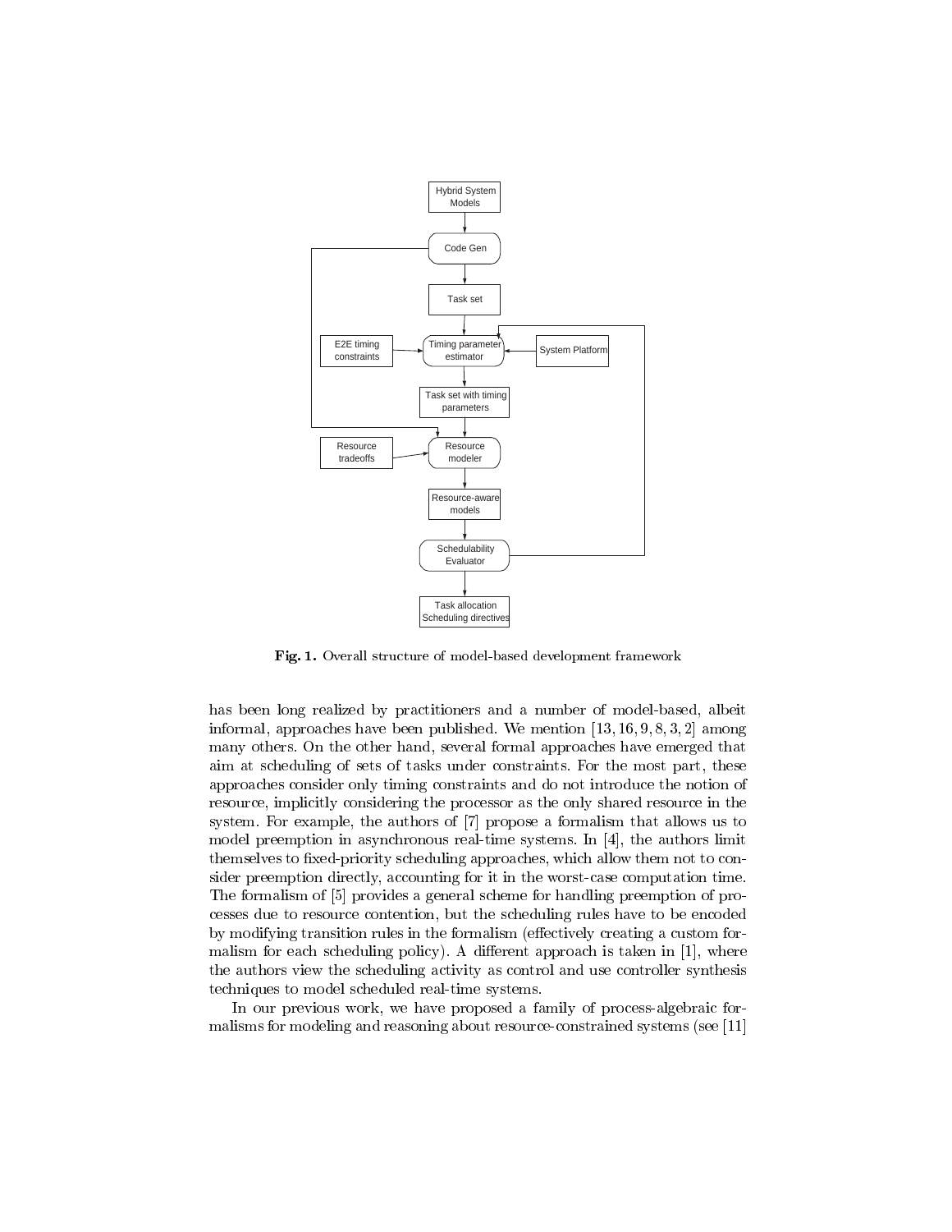Fig. 1. Overall structure of model-based development framework

has been long realized by practitioners and a number of model-based, albeit informal, approaches have been published. We mention [13, 16, 9, 8, 3, 2] among many others. On the other hand, several formal approaches have emerged that aim at scheduling of sets of tasks under constraints. For the most part, these approaches consider only timing constraints and do not introduce the notion of resource, implicitly considering the processor as the only shared resource in the system. For example, the authors of [7] propose a formalism that allows us to model preemption in asynchronous real-time systems. In [4], the authors limit themselves to fixed-priority scheduling approaches, which allow them not to consider preemption directly, accounting for it in the worst-case computation time. The formalism of [5] provides a general scheme for handling preemption of processes due to resource contention, but the scheduling rules have to be encoded by modifying transition rules in the formalism (effectively creating a custom formalism for each scheduling policy). A different approach is taken in [1], where the authors view the scheduling activity as control and use controller synthesis techniques to model scheduled real-time systems.

In our previous work, we have proposed a family of process-algebraic formalisms for modeling and reasoning about resource-constrained systems (see [11]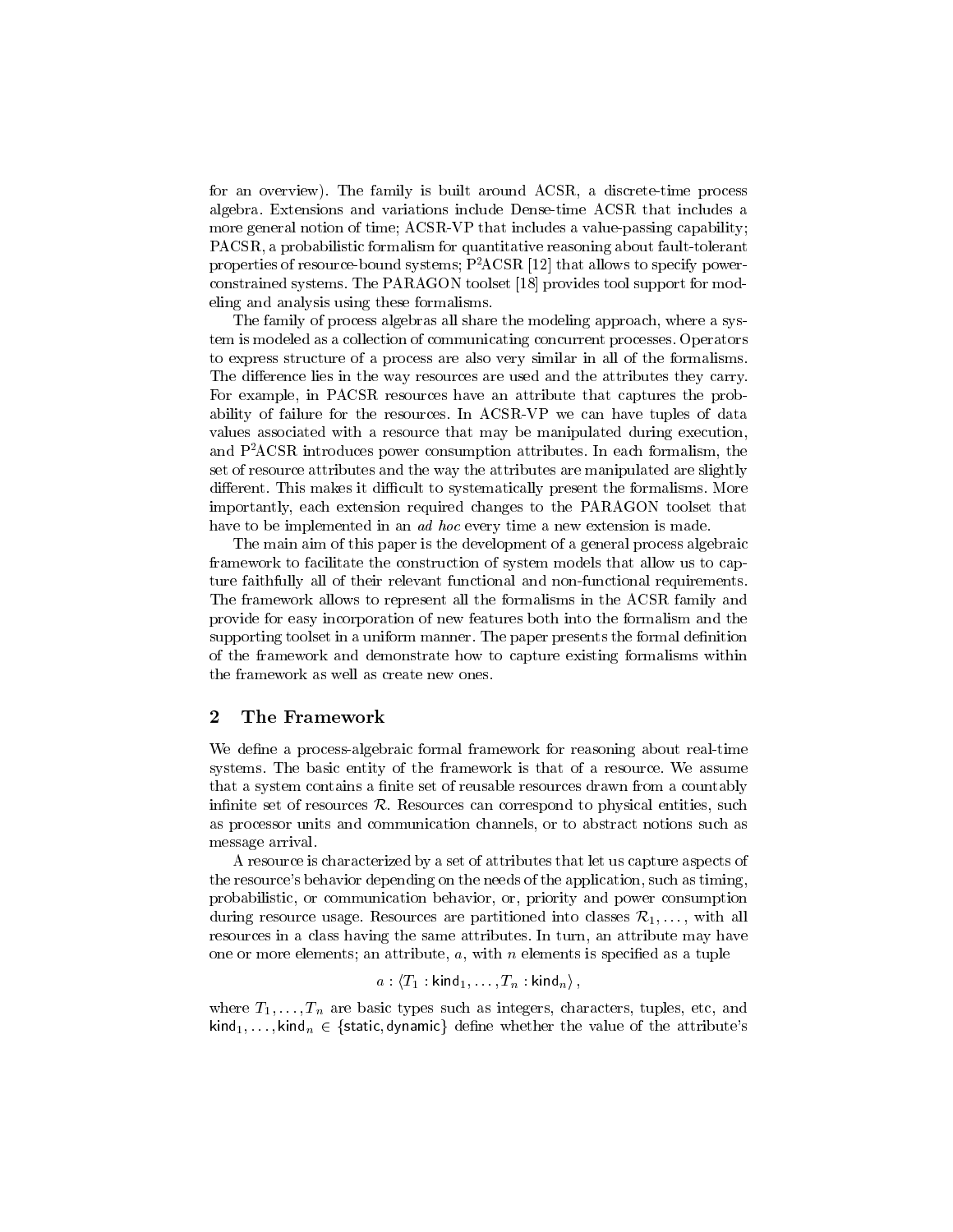for an overview). The family is built around ACSR, a discrete-time process algebra. Extensions and variations include Dense-time ACSR that includes a more general notion of time; ACSR-VP that includes a value-passing capability; PACSR, a probabilistic formalism for quantitative reasoning about fault-tolerant properties of resource-bound systems; $\mathrm{P^2ACSR}$ [12] that allows to specify power-constrained systems. The PARAGON toolset [18] provides tool support for modeling and analysis using these formalisms.

The family of process algebras all share the modeling approach, where a system is modeled as a collection of communicating concurrent processes. Operators to express structure of a process are also very similar in all of the formalisms. The difference lies in the way resources are used and the attributes they carry. For example, in PACSR resources have an attribute that captures the probability of failure for the resources. In ACSR-VP we can have tuples of data values associated with a resource that may be manipulated during execution, and $\mathrm{P^2ACSR}$ introduces power consumption attributes. In each formalism, the set of resource attributes and the way the attributes are manipulated are slightly different. This makes it difficult to systematically present the formalisms. More importantly, each extension required changes to the PARAGON toolset that have to be implemented in an *ad hoc* every time a new extension is made.

The main aim of this paper is the development of a general process algebraic framework to facilitate the construction of system models that allow us to capture faithfully all of their relevant functional and non-functional requirements. The framework allows to represent all the formalisms in the ACSR family and provide for easy incorporation of new features both into the formalism and the supporting toolset in a uniform manner. The paper presents the formal definition of the framework and demonstrate how to capture existing formalisms within the framework as well as create new ones.

## 2 The Framework

We define a process-algebraic formal framework for reasoning about real-time systems. The basic entity of the framework is that of a resource. We assume that a system contains a finite set of reusable resources drawn from a countably infinite set of resources $\mathcal{R}$. Resources can correspond to physical entities, such as processor units and communication channels, or to abstract notions such as message arrival.

A resource is characterized by a set of attributes that let us capture aspects of the resource's behavior depending on the needs of the application, such as timing, probabilistic, or communication behavior, or, priority and power consumption during resource usage. Resources are partitioned into classes $\mathcal{R}_1, \ldots,$ with all resources in a class having the same attributes. In turn, an attribute may have one or more elements; an attribute, $a$, with $n$ elements is specified as a tuple

$$a : \langle T_1 : \mathsf{kind}_1, \ldots, T_n : \mathsf{kind}_n \rangle ,$$

where $T_1, \ldots, T_n$ are basic types such as integers, characters, tuples, etc, and $\mathsf{kind}_1, \ldots, \mathsf{kind}_n \in \{\mathsf{static}, \mathsf{dynamic}\}$ define whether the value of the attribute's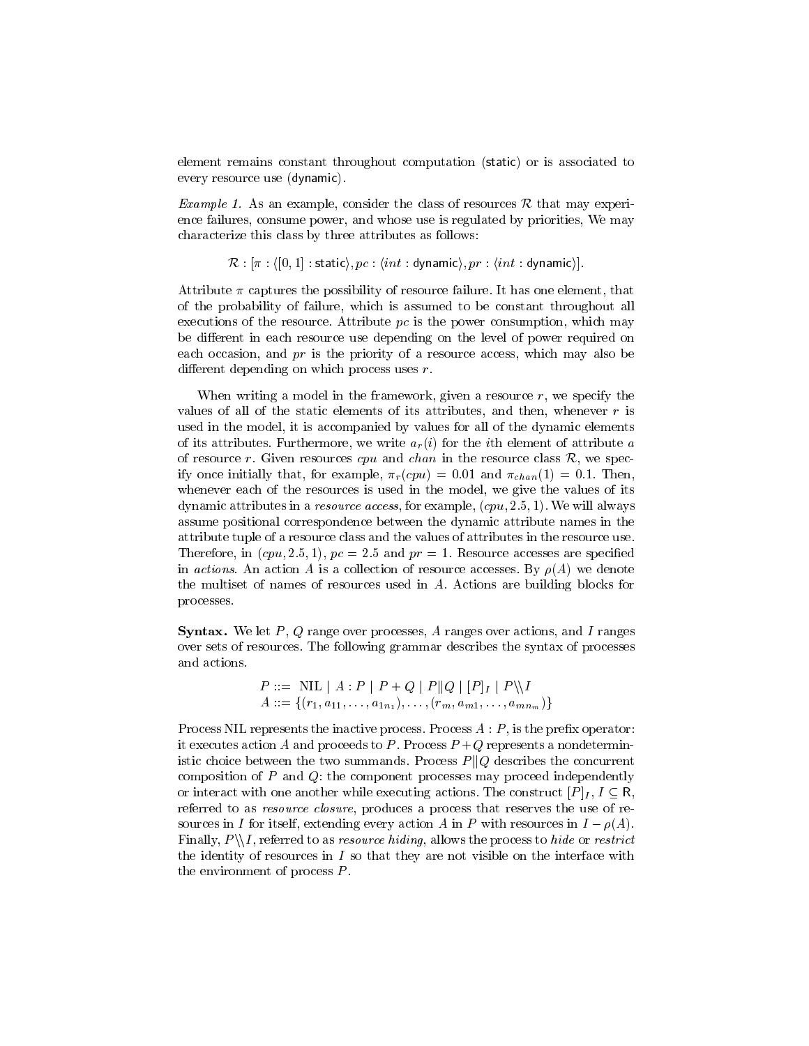element remains constant throughout computation (static) or is associated to every resource use (dynamic).

*Example 1.* As an example, consider the class of resources $\mathcal{R}$ that may experience failures, consume power, and whose use is regulated by priorities, We may characterize this class by three attributes as follows:

$$\mathcal{R} : [\pi : \langle [0,1] : \mathsf{static} \rangle, pc : \langle int : \mathsf{dynamic} \rangle, pr : \langle int : \mathsf{dynamic} \rangle].$$

Attribute $\pi$ captures the possibility of resource failure. It has one element, that of the probability of failure, which is assumed to be constant throughout all executions of the resource. Attribute $pc$ is the power consumption, which may be different in each resource use depending on the level of power required on each occasion, and $pr$ is the priority of a resource access, which may also be different depending on which process uses $r$.

When writing a model in the framework, given a resource $r$, we specify the values of all of the static elements of its attributes, and then, whenever $r$ is used in the model, it is accompanied by values for all of the dynamic elements of its attributes. Furthermore, we write $a_r(i)$ for the $i$th element of attribute $a$ of resource $r$. Given resources $cpu$ and $chan$ in the resource class $\mathcal{R}$, we specify once initially that, for example, $\pi_r(cpu) = 0.01$ and $\pi_{chan}(1) = 0.1$. Then, whenever each of the resources is used in the model, we give the values of its dynamic attributes in a *resource access*, for example, $(cpu, 2.5, 1)$. We will always assume positional correspondence between the dynamic attribute names in the attribute tuple of a resource class and the values of attributes in the resource use. Therefore, in $(cpu, 2.5, 1)$, $pc = 2.5$ and $pr = 1$. Resource accesses are specified in *actions*. An action $A$ is a collection of resource accesses. By $\rho(A)$ we denote the multiset of names of resources used in $A$. Actions are building blocks for processes.

**Syntax.** We let $P$, $Q$ range over processes, $A$ ranges over actions, and $I$ ranges over sets of resources. The following grammar describes the syntax of processes and actions.

$$\begin{aligned} P &::= \ \mathrm{NIL} \mid A : P \mid P + Q \mid P \| Q \mid [P]_I \mid P \backslash\backslash I \\ A &::= \{(r_1, a_{11}, \ldots, a_{1n_1}), \ldots, (r_m, a_{m1}, \ldots, a_{mn_m})\} \end{aligned}$$

Process NIL represents the inactive process. Process $A : P$, is the prefix operator: it executes action $A$ and proceeds to $P$. Process $P + Q$ represents a nondeterministic choice between the two summands. Process $P \| Q$ describes the concurrent composition of $P$ and $Q$: the component processes may proceed independently or interact with one another while executing actions. The construct $[P]_I$, $I \subseteq \mathsf{R}$, referred to as *resource closure*, produces a process that reserves the use of resources in $I$ for itself, extending every action $A$ in $P$ with resources in $I - \rho(A)$. Finally, $P \backslash\backslash I$, referred to as *resource hiding*, allows the process to *hide* or *restrict* the identity of resources in $I$ so that they are not visible on the interface with the environment of process $P$.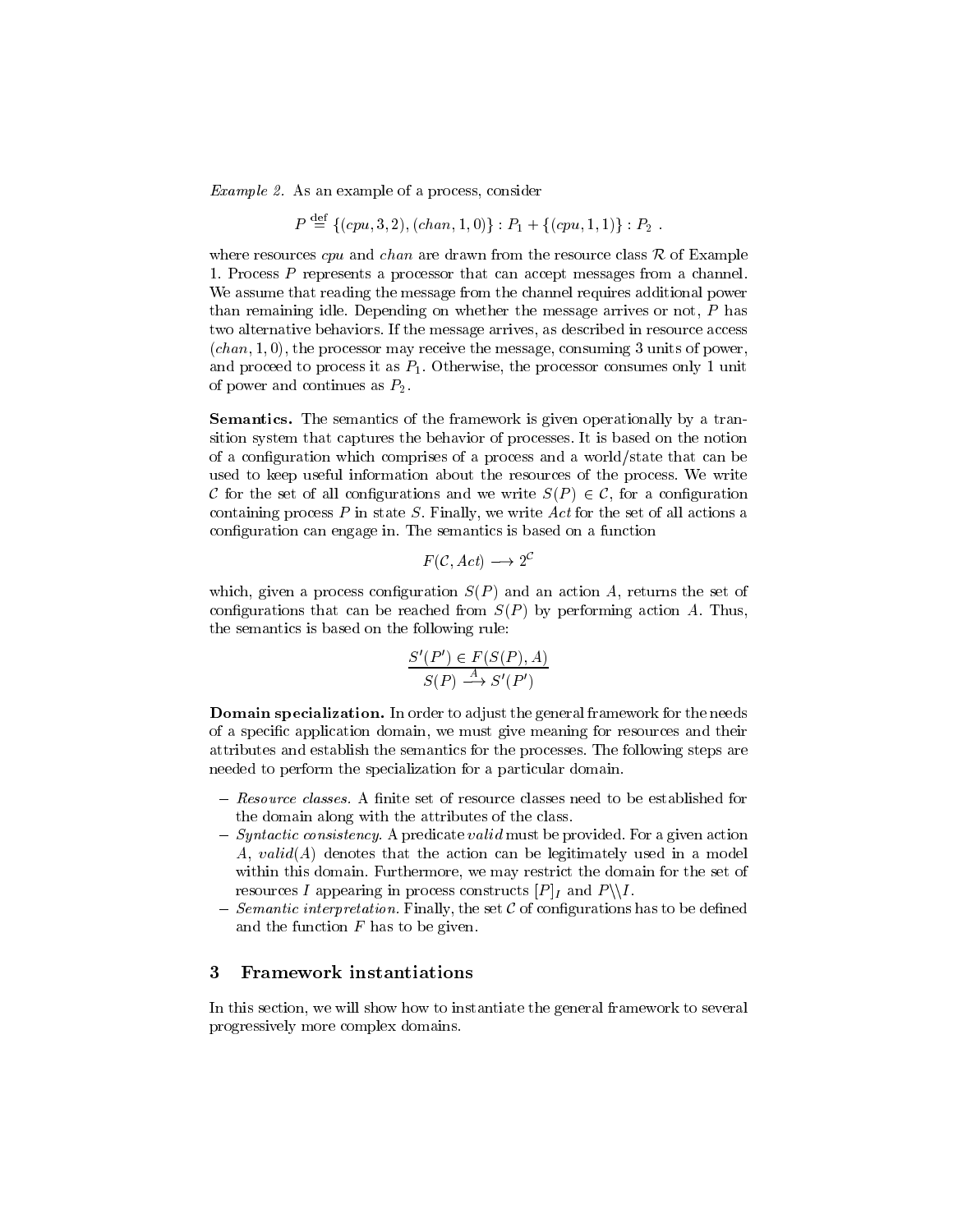*Example 2.* As an example of a process, consider

$$P \stackrel{\text{def}}{=} \{(cpu, 3, 2), (chan, 1, 0)\} : P_1 + \{(cpu, 1, 1)\} : P_2 \ .$$

where resources *cpu* and *chan* are drawn from the resource class $\mathcal{R}$ of Example 1. Process $P$ represents a processor that can accept messages from a channel. We assume that reading the message from the channel requires additional power than remaining idle. Depending on whether the message arrives or not, $P$ has two alternative behaviors. If the message arrives, as described in resource access $(chan, 1, 0)$, the processor may receive the message, consuming 3 units of power, and proceed to process it as $P_1$. Otherwise, the processor consumes only 1 unit of power and continues as $P_2$.

**Semantics.** The semantics of the framework is given operationally by a transition system that captures the behavior of processes. It is based on the notion of a configuration which comprises of a process and a world/state that can be used to keep useful information about the resources of the process. We write $\mathcal{C}$ for the set of all configurations and we write $S(P) \in \mathcal{C}$, for a configuration containing process $P$ in state $S$. Finally, we write $Act$ for the set of all actions a configuration can engage in. The semantics is based on a function

$$F(\mathcal{C}, Act) \longrightarrow 2^{\mathcal{C}}$$

which, given a process configuration $S(P)$ and an action $A$, returns the set of configurations that can be reached from $S(P)$ by performing action $A$. Thus, the semantics is based on the following rule:

$$\frac{S'(P') \in F(S(P), A)}{S(P) \xrightarrow{A} S'(P')}$$

**Domain specialization.** In order to adjust the general framework for the needs of a specific application domain, we must give meaning for resources and their attributes and establish the semantics for the processes. The following steps are needed to perform the specialization for a particular domain.

- *Resource classes.* A finite set of resource classes need to be established for the domain along with the attributes of the class.
- *Syntactic consistency.* A predicate *valid* must be provided. For a given action $A$, $valid(A)$ denotes that the action can be legitimately used in a model within this domain. Furthermore, we may restrict the domain for the set of resources $I$ appearing in process constructs $[P]_I$ and $P\backslash\backslash I$.
- *Semantic interpretation.* Finally, the set $\mathcal{C}$ of configurations has to be defined and the function $F$ has to be given.

## 3 Framework instantiations

In this section, we will show how to instantiate the general framework to several progressively more complex domains.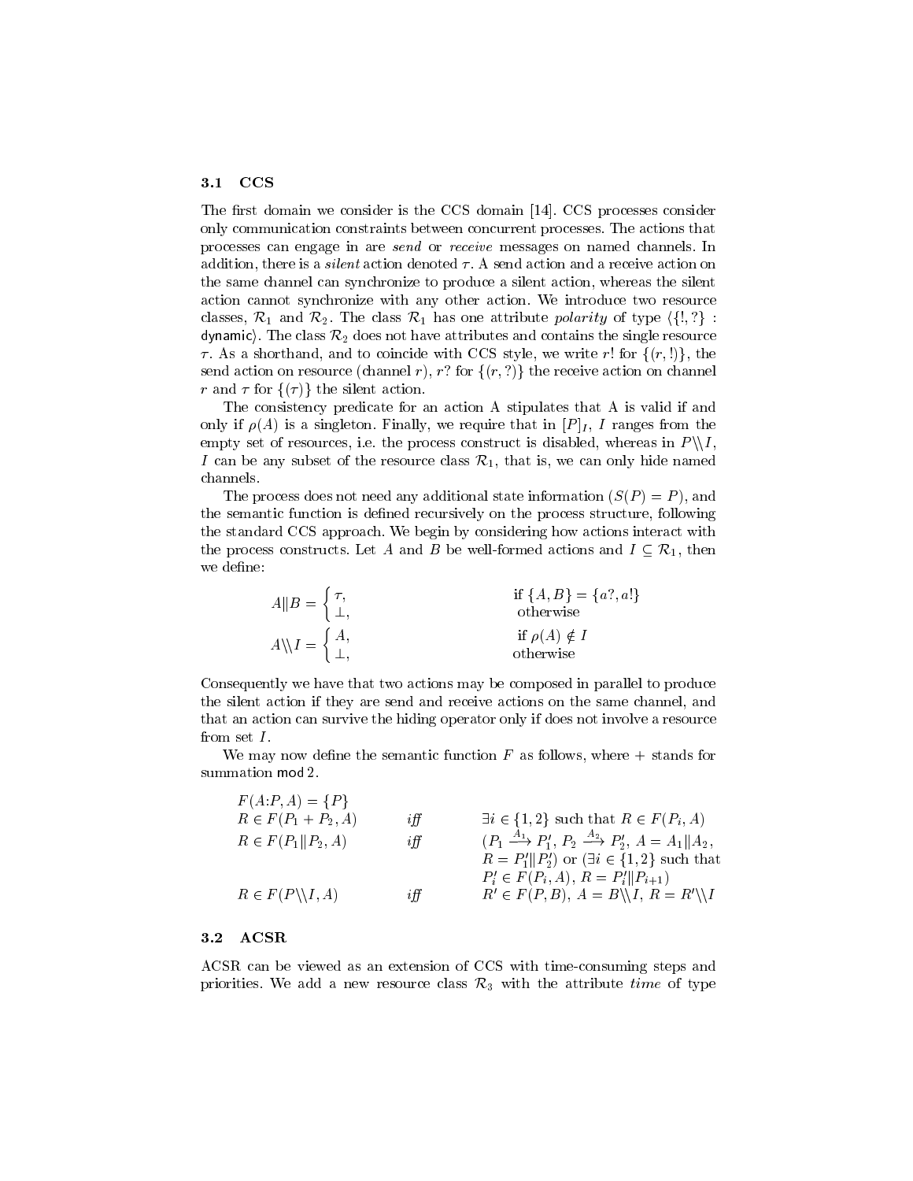### 3.1 CCS

The first domain we consider is the CCS domain [14]. CCS processes consider only communication constraints between concurrent processes. The actions that processes can engage in are *send* or *receive* messages on named channels. In addition, there is a *silent* action denoted $\tau$. A send action and a receive action on the same channel can synchronize to produce a silent action, whereas the silent action cannot synchronize with any other action. We introduce two resource classes, $\mathcal{R}_1$ and $\mathcal{R}_2$. The class $\mathcal{R}_1$ has one attribute *polarity* of type $\langle\{!,?\} : \mathsf{dynamic}\rangle$. The class $\mathcal{R}_2$ does not have attributes and contains the single resource $\tau$. As a shorthand, and to coincide with CCS style, we write $r!$ for $\{(r,!)\}$, the send action on resource (channel $r$), $r?$ for $\{(r,?)\}$ the receive action on channel $r$ and $\tau$ for $\{(\tau)\}$ the silent action.

The consistency predicate for an action A stipulates that A is valid if and only if $\rho(A)$ is a singleton. Finally, we require that in $[P]_I$, $I$ ranges from the empty set of resources, i.e. the process construct is disabled, whereas in $P\backslash\backslash I$, $I$ can be any subset of the resource class $\mathcal{R}_1$, that is, we can only hide named channels.

The process does not need any additional state information ($S(P) = P$), and the semantic function is defined recursively on the process structure, following the standard CCS approach. We begin by considering how actions interact with the process constructs. Let $A$ and $B$ be well-formed actions and $I \subseteq \mathcal{R}_1$, then we define:

$$A \| B = \begin{cases} \tau, & \text{if } \{A, B\} = \{a?, a!\} \\ \bot, & \text{otherwise} \end{cases}$$

$$A\backslash\backslash I = \begin{cases} A, & \text{if } \rho(A) \notin I \\ \bot, & \text{otherwise} \end{cases}$$

Consequently we have that two actions may be composed in parallel to produce the silent action if they are send and receive actions on the same channel, and that an action can survive the hiding operator only if does not involve a resource from set $I$.

We may now define the semantic function $F$ as follows, where $+$ stands for summation $\mathsf{mod}\ 2$.

$$
\begin{array}{lll}
F(A{:}P, A) = \{P\} & & \\
R \in F(P_1 + P_2, A) & \textit{iff} & \exists i \in \{1,2\} \text{ such that } R \in F(P_i, A) \\
R \in F(P_1 \| P_2, A) & \textit{iff} & (P_1 \xrightarrow{A_1} P_1',\ P_2 \xrightarrow{A_2} P_2',\ A = A_1 \| A_2, \\
 & & R = P_1' \| P_2') \text{ or } (\exists i \in \{1,2\} \text{ such that} \\
 & & P_i' \in F(P_i, A),\ R = P_i' \| P_{i+1}) \\
R \in F(P\backslash\backslash I, A) & \textit{iff} & R' \in F(P, B),\ A = B\backslash\backslash I,\ R = R'\backslash\backslash I
\end{array}
$$

### 3.2 ACSR

ACSR can be viewed as an extension of CCS with time-consuming steps and priorities. We add a new resource class $\mathcal{R}_3$ with the attribute *time* of type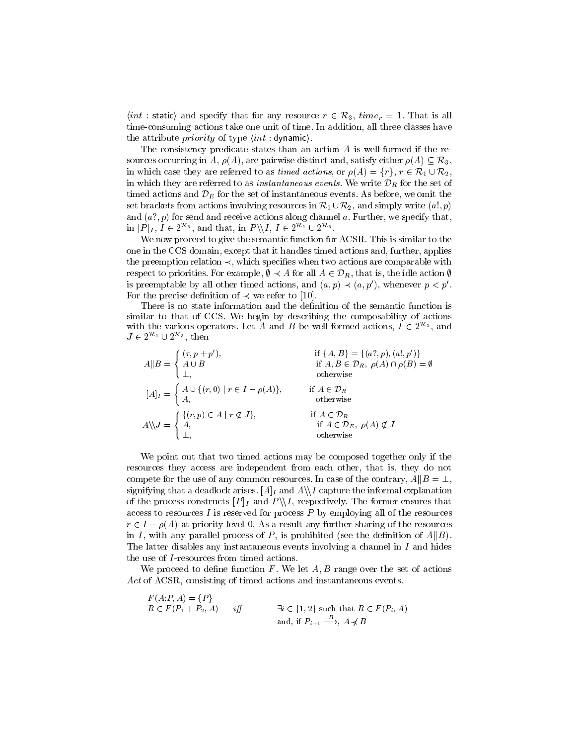$\langle int : \mathsf{static} \rangle$ and specify that for any resource $r \in \mathcal{R}_3$, $time_r = 1$. That is all time-consuming actions take one unit of time. In addition, all three classes have the attribute *priority* of type $\langle int : \mathsf{dynamic} \rangle$.

The consistency predicate states than an action $A$ is well-formed if the resources occurring in $A$, $\rho(A)$, are pairwise distinct and, satisfy either $\rho(A) \subseteq \mathcal{R}_3$, in which case they are referred to as *timed actions*, or $\rho(A) = \{r\}$, $r \in \mathcal{R}_1 \cup \mathcal{R}_2$, in which they are referred to as *instantaneous events*. We write $\mathcal{D}_R$ for the set of timed actions and $\mathcal{D}_E$ for the set of instantaneous events. As before, we omit the set brackets from actions involving resources in $\mathcal{R}_1 \cup \mathcal{R}_2$, and simply write $(a!, p)$ and $(a?, p)$ for send and receive actions along channel $a$. Further, we specify that, in $[P]_I$, $I \in 2^{\mathcal{R}_3}$, and that, in $P \backslash\backslash I$, $I \in 2^{\mathcal{R}_1} \cup 2^{\mathcal{R}_3}$.

We now proceed to give the semantic function for ACSR. This is similar to the one in the CCS domain, except that it handles timed actions and, further, applies the preemption relation $\prec$, which specifies when two actions are comparable with respect to priorities. For example, $\emptyset \prec A$ for all $A \in \mathcal{D}_R$, that is, the idle action $\emptyset$ is preemptable by all other timed actions, and $(a, p) \prec (a, p')$, whenever $p < p'$. For the precise definition of $\prec$ we refer to [10].

There is no state information and the definition of the semantic function is similar to that of CCS. We begin by describing the composability of actions with the various operators. Let $A$ and $B$ be well-formed actions, $I \in 2^{\mathcal{R}_3}$, and $J \in 2^{\mathcal{R}_1} \cup 2^{\mathcal{R}_3}$, then

$$A \| B = \begin{cases} (\tau, p + p'), & \text{if } \{A, B\} = \{(a?, p), (a!, p')\} \\ A \cup B & \text{if } A, B \in \mathcal{D}_R,\ \rho(A) \cap \rho(B) = \emptyset \\ \bot, & \text{otherwise} \end{cases}$$

$$[A]_I = \begin{cases} A \cup \{(r, 0) \mid r \in I - \rho(A)\}, & \text{if } A \in \mathcal{D}_R \\ A, & \text{otherwise} \end{cases}$$

$$A \backslash\backslash J = \begin{cases} \{(r, p) \in A \mid r \notin J\}, & \text{if } A \in \mathcal{D}_R \\ A, & \text{if } A \in \mathcal{D}_E,\ \rho(A) \notin J \\ \bot, & \text{otherwise} \end{cases}$$

We point out that two timed actions may be composed together only if the resources they access are independent from each other, that is, they do not compete for the use of any common resources. In case of the contrary, $A \| B = \bot$, signifying that a deadlock arises. $[A]_I$ and $A \backslash\backslash I$ capture the informal explanation of the process constructs $[P]_I$ and $P \backslash\backslash I$, respectively. The former ensures that access to resources $I$ is reserved for process $P$ by employing all of the resources $r \in I - \rho(A)$ at priority level 0. As a result any further sharing of the resources in $I$, with any parallel process of $P$, is prohibited (see the definition of $A \| B$). The latter disables any instantaneous events involving a channel in $I$ and hides the use of $I$-resources from timed actions.

We proceed to define function $F$. We let $A, B$ range over the set of actions *Act* of ACSR, consisting of timed actions and instantaneous events.

$$F(A{:}P, A) = \{P\}$$

$$R \in F(P_1 + P_2, A) \quad \textit{iff} \quad \exists i \in \{1, 2\} \text{ such that } R \in F(P_i, A) \text{ and, if } P_{i+1} \xrightarrow{B},\ A \not\prec B$$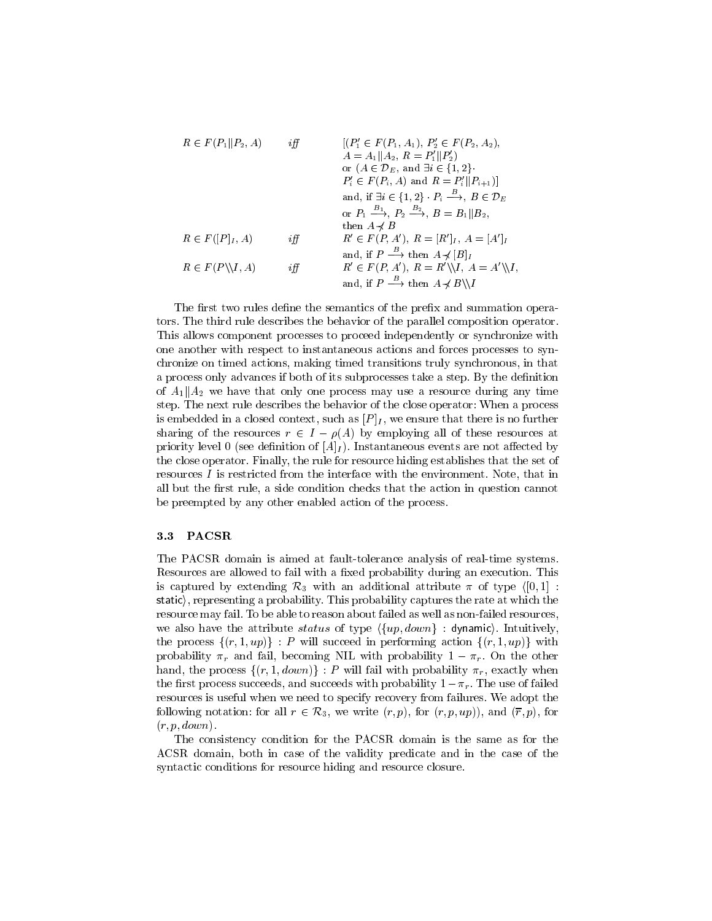$$
\begin{array}{lll}
R \in F(P_1 \| P_2, A) & \textit{iff} & [(P_1' \in F(P_1, A_1),\ P_2' \in F(P_2, A_2), \\
 & & A = A_1 \| A_2,\ R = P_1' \| P_2') \\
 & & \text{or } (A \in \mathcal{D}_E, \text{ and } \exists i \in \{1,2\} \cdot \\
 & & P_i' \in F(P_i, A) \text{ and } R = P_i' \| P_{i+1})] \\
 & & \text{and, if } \exists i \in \{1,2\} \cdot P_i \xrightarrow{B},\ B \in \mathcal{D}_E \\
 & & \text{or } P_1 \xrightarrow{B_1},\ P_2 \xrightarrow{B_2},\ B = B_1 \| B_2, \\
 & & \text{then } A \not\prec B \\
R \in F([P]_I, A) & \textit{iff} & R' \in F(P, A'),\ R = [R']_I,\ A = [A']_I \\
 & & \text{and, if } P \xrightarrow{B} \text{ then } A \not\prec [B]_I \\
R \in F(P \backslash\backslash I, A) & \textit{iff} & R' \in F(P, A'),\ R = R' \backslash\backslash I,\ A = A' \backslash\backslash I, \\
 & & \text{and, if } P \xrightarrow{B} \text{ then } A \not\prec B \backslash\backslash I
\end{array}
$$

The first two rules define the semantics of the prefix and summation operators. The third rule describes the behavior of the parallel composition operator. This allows component processes to proceed independently or synchronize with one another with respect to instantaneous actions and forces processes to synchronize on timed actions, making timed transitions truly synchronous, in that a process only advances if both of its subprocesses take a step. By the definition of $A_1 \| A_2$ we have that only one process may use a resource during any time step. The next rule describes the behavior of the close operator: When a process is embedded in a closed context, such as $[P]_I$, we ensure that there is no further sharing of the resources $r \in I - \rho(A)$ by employing all of these resources at priority level 0 (see definition of $[A]_I$). Instantaneous events are not affected by the close operator. Finally, the rule for resource hiding establishes that the set of resources $I$ is restricted from the interface with the environment. Note, that in all but the first rule, a side condition checks that the action in question cannot be preempted by any other enabled action of the process.

### 3.3 PACSR

The PACSR domain is aimed at fault-tolerance analysis of real-time systems. Resources are allowed to fail with a fixed probability during an execution. This is captured by extending $\mathcal{R}_3$ with an additional attribute $\pi$ of type $\langle [0,1] : \textsf{static} \rangle$, representing a probability. This probability captures the rate at which the resource may fail. To be able to reason about failed as well as non-failed resources, we also have the attribute *status* of type $\langle \{up, down\} : \textsf{dynamic} \rangle$. Intuitively, the process $\{(r, 1, up)\} : P$ will succeed in performing action $\{(r, 1, up)\}$ with probability $\pi_r$ and fail, becoming NIL with probability $1 - \pi_r$. On the other hand, the process $\{(r, 1, down)\} : P$ will fail with probability $\pi_r$, exactly when the first process succeeds, and succeeds with probability $1 - \pi_r$. The use of failed resources is useful when we need to specify recovery from failures. We adopt the following notation: for all $r \in \mathcal{R}_3$, we write $(r, p)$, for $(r, p, up))$, and $(\overline{r}, p)$, for $(r, p, down)$.

The consistency condition for the PACSR domain is the same as for the ACSR domain, both in case of the validity predicate and in the case of the syntactic conditions for resource hiding and resource closure.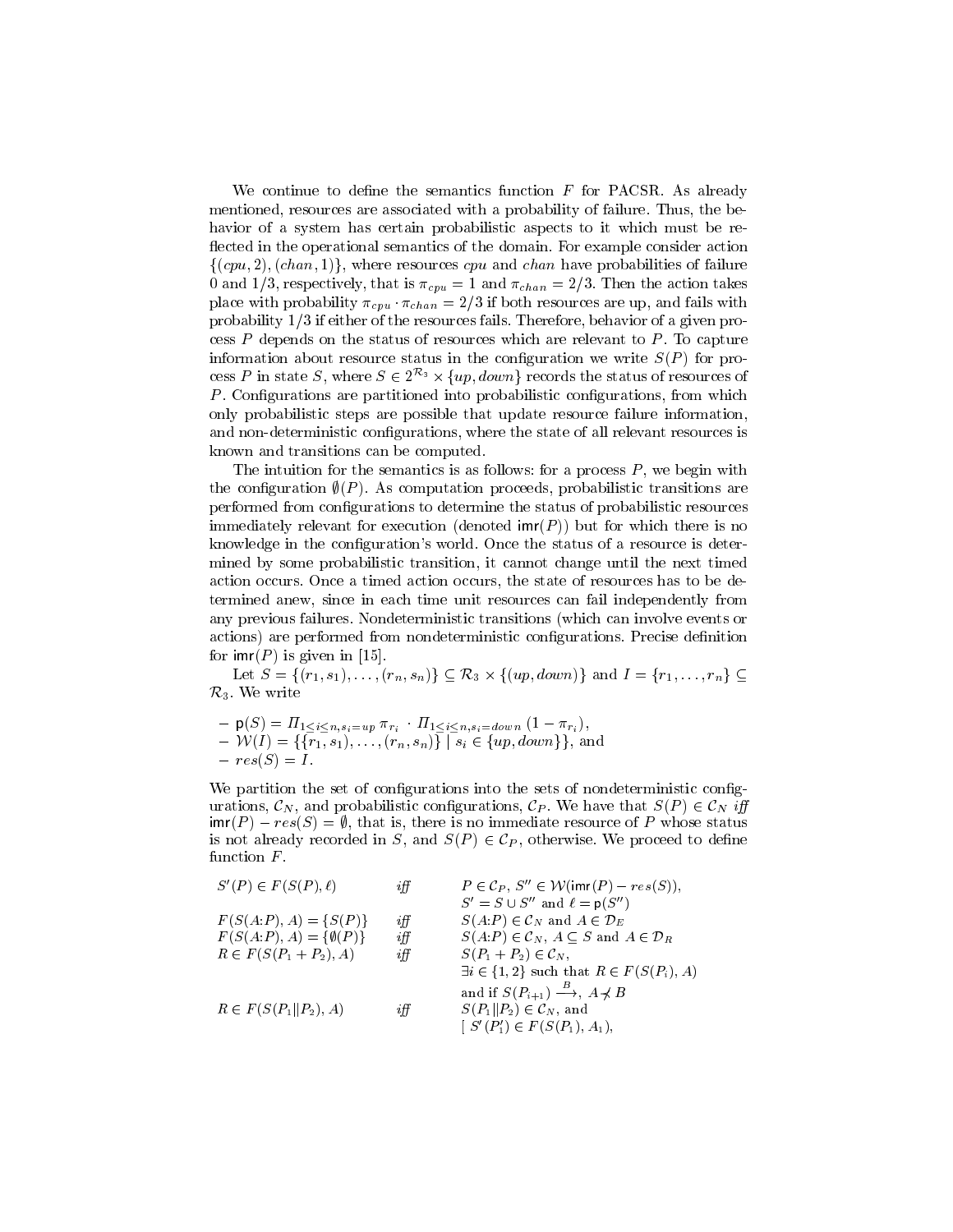We continue to define the semantics function $F$ for PACSR. As already mentioned, resources are associated with a probability of failure. Thus, the behavior of a system has certain probabilistic aspects to it which must be reflected in the operational semantics of the domain. For example consider action $\{(cpu, 2), (chan, 1)\}$, where resources $cpu$ and $chan$ have probabilities of failure 0 and 1/3, respectively, that is $\pi_{cpu} = 1$ and $\pi_{chan} = 2/3$. Then the action takes place with probability $\pi_{cpu} \cdot \pi_{chan} = 2/3$ if both resources are up, and fails with probability 1/3 if either of the resources fails. Therefore, behavior of a given process $P$ depends on the status of resources which are relevant to $P$. To capture information about resource status in the configuration we write $S(P)$ for process $P$ in state $S$, where $S \in 2^{\mathcal{R}_3} \times \{up, down\}$ records the status of resources of $P$. Configurations are partitioned into probabilistic configurations, from which only probabilistic steps are possible that update resource failure information, and non-deterministic configurations, where the state of all relevant resources is known and transitions can be computed.

The intuition for the semantics is as follows: for a process $P$, we begin with the configuration $\emptyset(P)$. As computation proceeds, probabilistic transitions are performed from configurations to determine the status of probabilistic resources immediately relevant for execution (denoted $\mathsf{imr}(P)$) but for which there is no knowledge in the configuration's world. Once the status of a resource is determined by some probabilistic transition, it cannot change until the next timed action occurs. Once a timed action occurs, the state of resources has to be determined anew, since in each time unit resources can fail independently from any previous failures. Nondeterministic transitions (which can involve events or actions) are performed from nondeterministic configurations. Precise definition for $\mathsf{imr}(P)$ is given in [15].

Let $S = \{(r_1, s_1), \ldots, (r_n, s_n)\} \subseteq \mathcal{R}_3 \times \{(up, down)\}$ and $I = \{r_1, \ldots, r_n\} \subseteq \mathcal{R}_3$. We write

- $\mathsf{p}(S) = \Pi_{1 \leq i \leq n, s_i = up}\, \pi_{r_i} \cdot \Pi_{1 \leq i \leq n, s_i = down}\, (1 - \pi_{r_i})$,
- $\mathcal{W}(I) = \{\{r_1, s_1), \ldots, (r_n, s_n)\} \mid s_i \in \{up, down\}\}$, and
- $res(S) = I$.

We partition the set of configurations into the sets of nondeterministic configurations, $\mathcal{C}_N$, and probabilistic configurations, $\mathcal{C}_P$. We have that $S(P) \in \mathcal{C}_N$ *iff* $\mathsf{imr}(P) - res(S) = \emptyset$, that is, there is no immediate resource of $P$ whose status is not already recorded in $S$, and $S(P) \in \mathcal{C}_P$, otherwise. We proceed to define function $F$.

| | | |
|---|---|---|
| $S'(P) \in F(S(P), \ell)$ | *iff* | $P \in \mathcal{C}_P$, $S'' \in \mathcal{W}(\mathsf{imr}(P) - res(S))$, $S' = S \cup S''$ and $\ell = \mathsf{p}(S'')$ |
| $F(S(A{:}P), A) = \{S(P)\}$ | *iff* | $S(A{:}P) \in \mathcal{C}_N$ and $A \in \mathcal{D}_E$ |
| $F(S(A{:}P), A) = \{\emptyset(P)\}$ | *iff* | $S(A{:}P) \in \mathcal{C}_N$, $A \subseteq S$ and $A \in \mathcal{D}_R$ |
| $R \in F(S(P_1 + P_2), A)$ | *iff* | $S(P_1 + P_2) \in \mathcal{C}_N$, $\exists i \in \{1, 2\}$ such that $R \in F(S(P_i), A)$ and if $S(P_{i+1}) \xrightarrow{B}$, $A \not\prec B$ |
| $R \in F(S(P_1 \Vert P_2), A)$ | *iff* | $S(P_1 \Vert P_2) \in \mathcal{C}_N$, and $[\ S'(P_1') \in F(S(P_1), A_1)$, |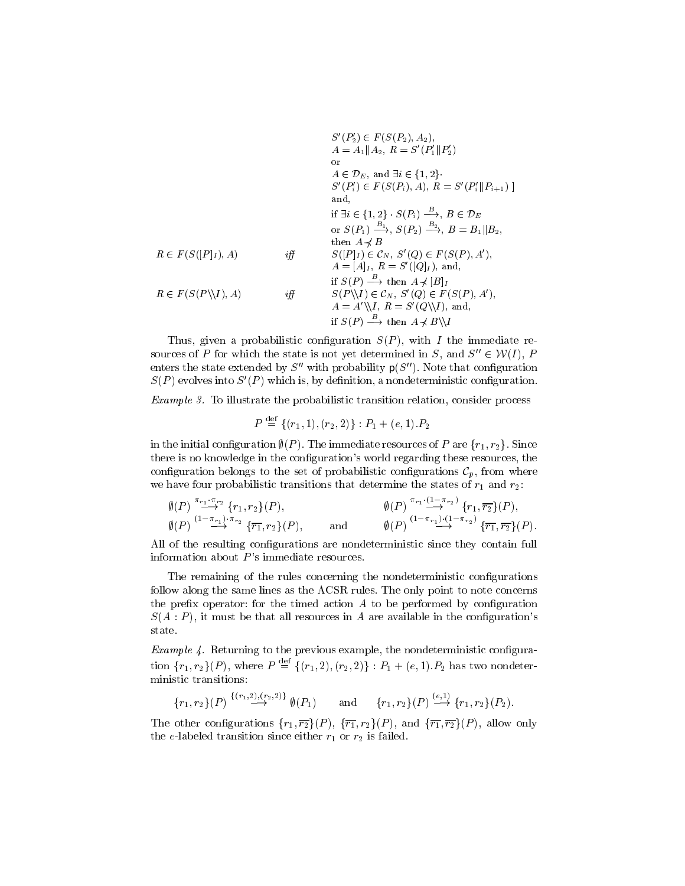$S'(P_2') \in F(S(P_2), A_2)$,
$A = A_1 \| A_2$, $R = S'(P_1' \| P_2')$
or
$A \in \mathcal{D}_E$, and $\exists i \in \{1, 2\} \cdot$
$S'(P_i') \in F(S(P_i), A)$, $R = S'(P_i' \| P_{i+1})$ ]
and,
if $\exists i \in \{1, 2\} \cdot S(P_i) \xrightarrow{B}$, $B \in \mathcal{D}_E$
or $S(P_1) \xrightarrow{B_1}$, $S(P_2) \xrightarrow{B_2}$, $B = B_1 \| B_2$,
then $A \not\prec B$

$R \in F(S([P]_I), A)$ *iff* $S([P]_I) \in \mathcal{C}_N$, $S'(Q) \in F(S(P), A')$,
$A = [A]_I$, $R = S'([Q]_I)$, and,
if $S(P) \xrightarrow{B}$ then $A \not\prec [B]_I$

$R \in F(S(P \backslash\backslash I), A)$ *iff* $S(P \backslash\backslash I) \in \mathcal{C}_N$, $S'(Q) \in F(S(P), A')$,
$A = A' \backslash\backslash I$, $R = S'(Q \backslash\backslash I)$, and,
if $S(P) \xrightarrow{B}$ then $A \not\prec B \backslash\backslash I$

Thus, given a probabilistic configuration $S(P)$, with $I$ the immediate resources of $P$ for which the state is not yet determined in $S$, and $S'' \in \mathcal{W}(I)$, $P$ enters the state extended by $S''$ with probability $\mathsf{p}(S'')$. Note that configuration $S(P)$ evolves into $S'(P)$ which is, by definition, a nondeterministic configuration.

*Example 3.* To illustrate the probabilistic transition relation, consider process

$$P \stackrel{\text{def}}{=} \{(r_1, 1), (r_2, 2)\} : P_1 + (e, 1).P_2$$

in the initial configuration $\emptyset(P)$. The immediate resources of $P$ are $\{r_1, r_2\}$. Since there is no knowledge in the configuration's world regarding these resources, the configuration belongs to the set of probabilistic configurations $\mathcal{C}_p$, from where we have four probabilistic transitions that determine the states of $r_1$ and $r_2$:

$$\emptyset(P) \xrightarrow{\pi_{r_1} \cdot \pi_{r_2}} \{r_1, r_2\}(P), \qquad \emptyset(P) \xrightarrow{\pi_{r_1} \cdot (1-\pi_{r_2})} \{r_1, \overline{r_2}\}(P),$$
$$\emptyset(P) \xrightarrow{(1-\pi_{r_1}) \cdot \pi_{r_2}} \{\overline{r_1}, r_2\}(P), \quad \text{and} \quad \emptyset(P) \xrightarrow{(1-\pi_{r_1}) \cdot (1-\pi_{r_2})} \{\overline{r_1}, \overline{r_2}\}(P).$$

All of the resulting configurations are nondeterministic since they contain full information about $P$'s immediate resources.

The remaining of the rules concerning the nondeterministic configurations follow along the same lines as the ACSR rules. The only point to note concerns the prefix operator: for the timed action $A$ to be performed by configuration $S(A : P)$, it must be that all resources in $A$ are available in the configuration's state.

*Example 4.* Returning to the previous example, the nondeterministic configuration $\{r_1, r_2\}(P)$, where $P \stackrel{\text{def}}{=} \{(r_1, 2), (r_2, 2)\} : P_1 + (e, 1).P_2$ has two nondeterministic transitions:

$$\{r_1, r_2\}(P) \xrightarrow{\{(r_1,2),(r_2,2)\}} \emptyset(P_1) \qquad \text{and} \qquad \{r_1, r_2\}(P) \xrightarrow{(e,1)} \{r_1, r_2\}(P_2).$$

The other configurations $\{r_1, \overline{r_2}\}(P)$, $\{\overline{r_1}, r_2\}(P)$, and $\{\overline{r_1}, \overline{r_2}\}(P)$, allow only the $e$-labeled transition since either $r_1$ or $r_2$ is failed.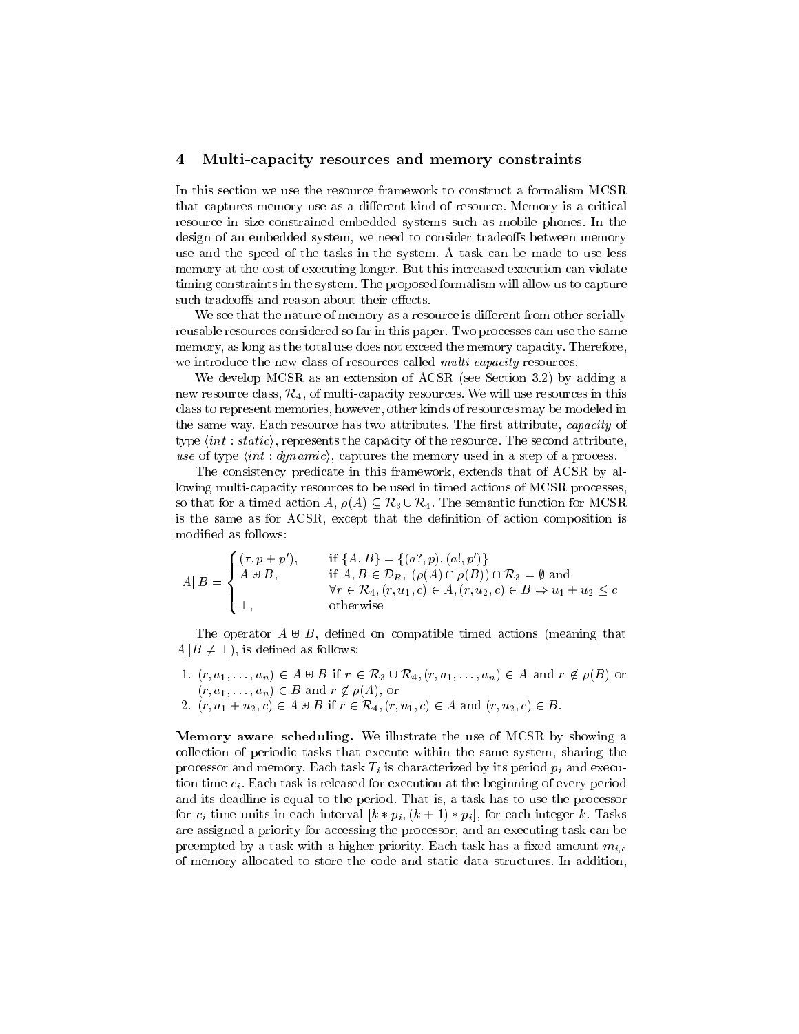## 4 Multi-capacity resources and memory constraints

In this section we use the resource framework to construct a formalism MCSR that captures memory use as a different kind of resource. Memory is a critical resource in size-constrained embedded systems such as mobile phones. In the design of an embedded system, we need to consider tradeoffs between memory use and the speed of the tasks in the system. A task can be made to use less memory at the cost of executing longer. But this increased execution can violate timing constraints in the system. The proposed formalism will allow us to capture such tradeoffs and reason about their effects.

We see that the nature of memory as a resource is different from other serially reusable resources considered so far in this paper. Two processes can use the same memory, as long as the total use does not exceed the memory capacity. Therefore, we introduce the new class of resources called *multi-capacity* resources.

We develop MCSR as an extension of ACSR (see Section 3.2) by adding a new resource class, $\mathcal{R}_4$, of multi-capacity resources. We will use resources in this class to represent memories, however, other kinds of resources may be modeled in the same way. Each resource has two attributes. The first attribute, *capacity* of type $\langle int : static \rangle$, represents the capacity of the resource. The second attribute, *use* of type $\langle int : dynamic \rangle$, captures the memory used in a step of a process.

The consistency predicate in this framework, extends that of ACSR by allowing multi-capacity resources to be used in timed actions of MCSR processes, so that for a timed action $A$, $\rho(A) \subseteq \mathcal{R}_3 \cup \mathcal{R}_4$. The semantic function for MCSR is the same as for ACSR, except that the definition of action composition is modified as follows:

$$A \| B = \begin{cases} (\tau, p + p'), & \text{if } \{A, B\} = \{(a?, p), (a!, p')\} \\ A \uplus B, & \text{if } A, B \in \mathcal{D}_R,\ (\rho(A) \cap \rho(B)) \cap \mathcal{R}_3 = \emptyset \text{ and} \\ & \forall r \in \mathcal{R}_4, (r, u_1, c) \in A, (r, u_2, c) \in B \Rightarrow u_1 + u_2 \leq c \\ \bot, & \text{otherwise} \end{cases}$$

The operator $A \uplus B$, defined on compatible timed actions (meaning that $A \| B \neq \bot$), is defined as follows:

1. $(r, a_1, \ldots, a_n) \in A \uplus B$ if $r \in \mathcal{R}_3 \cup \mathcal{R}_4, (r, a_1, \ldots, a_n) \in A$ and $r \notin \rho(B)$ or $(r, a_1, \ldots, a_n) \in B$ and $r \notin \rho(A)$, or
2. $(r, u_1 + u_2, c) \in A \uplus B$ if $r \in \mathcal{R}_4, (r, u_1, c) \in A$ and $(r, u_2, c) \in B$.

**Memory aware scheduling.** We illustrate the use of MCSR by showing a collection of periodic tasks that execute within the same system, sharing the processor and memory. Each task $T_i$ is characterized by its period $p_i$ and execution time $c_i$. Each task is released for execution at the beginning of every period and its deadline is equal to the period. That is, a task has to use the processor for $c_i$ time units in each interval $[k * p_i, (k+1) * p_i]$, for each integer $k$. Tasks are assigned a priority for accessing the processor, and an executing task can be preempted by a task with a higher priority. Each task has a fixed amount $m_{i,c}$ of memory allocated to store the code and static data structures. In addition,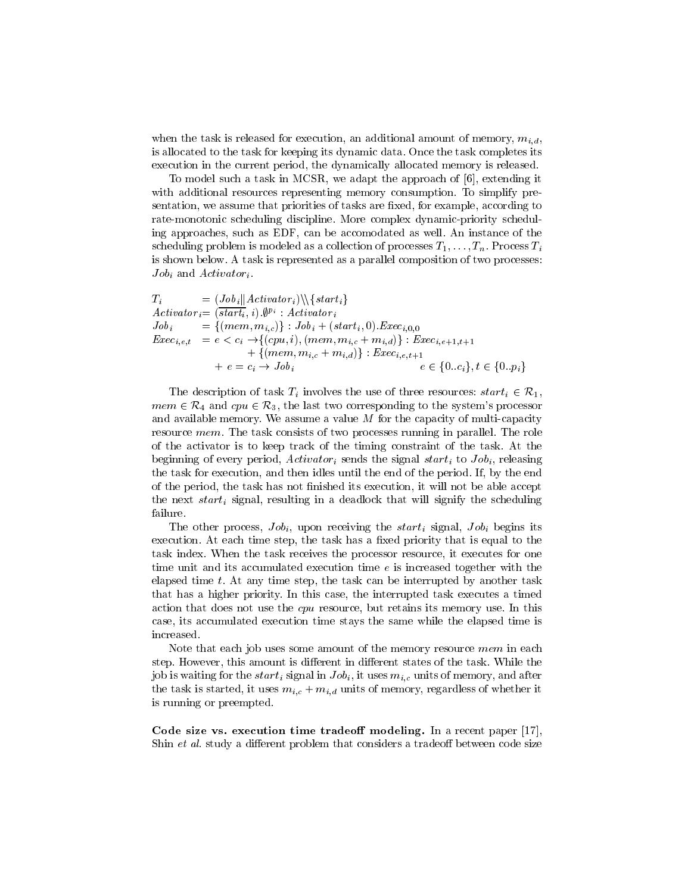when the task is released for execution, an additional amount of memory, $m_{i,d}$, is allocated to the task for keeping its dynamic data. Once the task completes its execution in the current period, the dynamically allocated memory is released.

To model such a task in MCSR, we adapt the approach of [6], extending it with additional resources representing memory consumption. To simplify presentation, we assume that priorities of tasks are fixed, for example, according to rate-monotonic scheduling discipline. More complex dynamic-priority scheduling approaches, such as EDF, can be accomodated as well. An instance of the scheduling problem is modeled as a collection of processes $T_1, \ldots, T_n$. Process $T_i$ is shown below. A task is represented as a parallel composition of two processes: $Job_i$ and $Activator_i$.

$$
\begin{aligned}
T_i &= (Job_i \| Activator_i) \backslash\backslash \{start_i\} \\
Activator_i &= (\overline{start_i}, i).\emptyset^{p_i} : Activator_i \\
Job_i &= \{(mem, m_{i,c})\} : Job_i + (start_i, 0).Exec_{i,0,0} \\
Exec_{i,e,t} &= e < c_i \rightarrow \{(cpu, i), (mem, m_{i,c} + m_{i,d})\} : Exec_{i,e+1,t+1} \\
&\quad + \{(mem, m_{i,c} + m_{i,d})\} : Exec_{i,e,t+1} \\
&\quad + e = c_i \rightarrow Job_i \qquad\qquad e \in \{0..c_i\}, t \in \{0..p_i\}
\end{aligned}
$$

The description of task $T_i$ involves the use of three resources: $start_i \in \mathcal{R}_1$, $mem \in \mathcal{R}_4$ and $cpu \in \mathcal{R}_3$, the last two corresponding to the system's processor and available memory. We assume a value $M$ for the capacity of multi-capacity resource $mem$. The task consists of two processes running in parallel. The role of the activator is to keep track of the timing constraint of the task. At the beginning of every period, $Activator_i$ sends the signal $start_i$ to $Job_i$, releasing the task for execution, and then idles until the end of the period. If, by the end of the period, the task has not finished its execution, it will not be able accept the next $start_i$ signal, resulting in a deadlock that will signify the scheduling failure.

The other process, $Job_i$, upon receiving the $start_i$ signal, $Job_i$ begins its execution. At each time step, the task has a fixed priority that is equal to the task index. When the task receives the processor resource, it executes for one time unit and its accumulated execution time $e$ is increased together with the elapsed time $t$. At any time step, the task can be interrupted by another task that has a higher priority. In this case, the interrupted task executes a timed action that does not use the *cpu* resource, but retains its memory use. In this case, its accumulated execution time stays the same while the elapsed time is increased.

Note that each job uses some amount of the memory resource *mem* in each step. However, this amount is different in different states of the task. While the job is waiting for the $start_i$ signal in $Job_i$, it uses $m_{i,c}$ units of memory, and after the task is started, it uses $m_{i,c} + m_{i,d}$ units of memory, regardless of whether it is running or preempted.

**Code size vs. execution time tradeoff modeling.** In a recent paper [17], Shin *et al.* study a different problem that considers a tradeoff between code size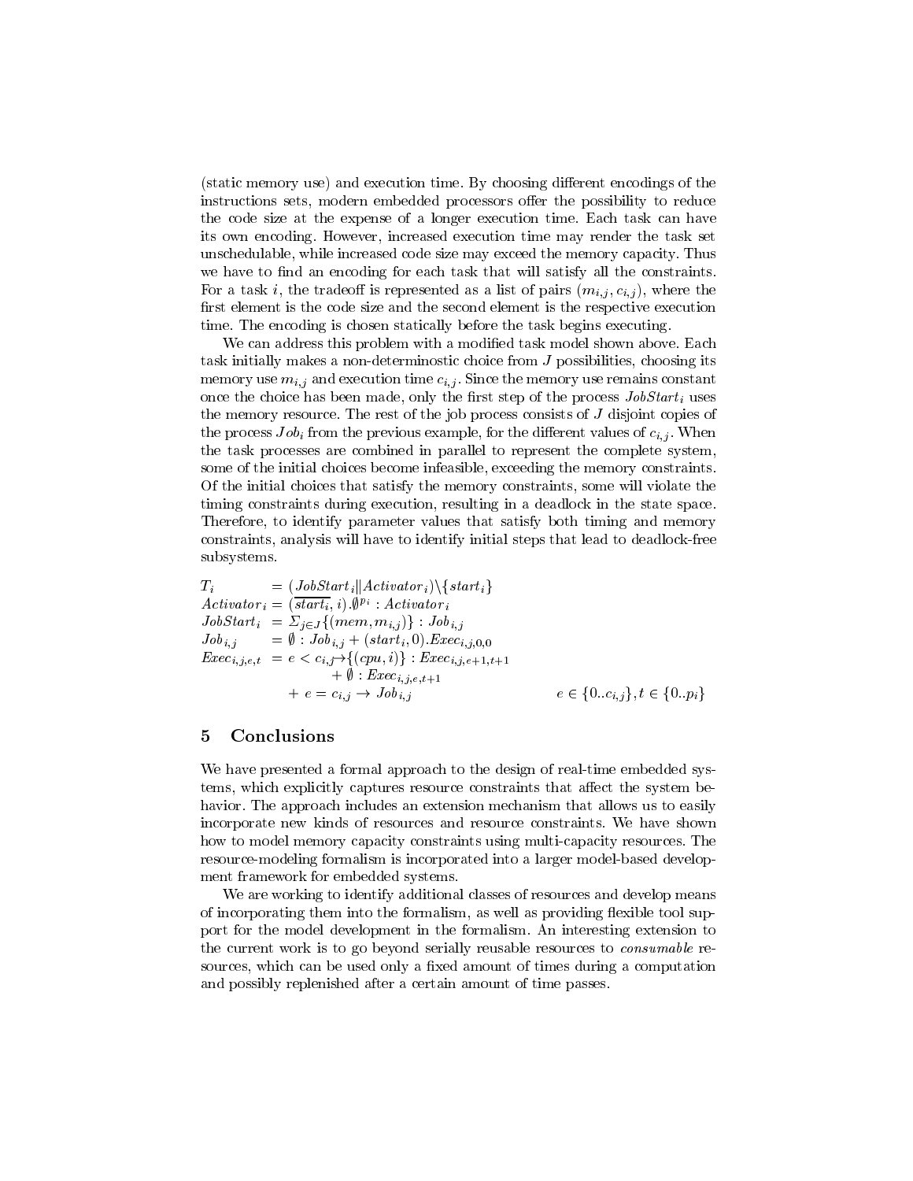(static memory use) and execution time. By choosing different encodings of the instructions sets, modern embedded processors offer the possibility to reduce the code size at the expense of a longer execution time. Each task can have its own encoding. However, increased execution time may render the task set unschedulable, while increased code size may exceed the memory capacity. Thus we have to find an encoding for each task that will satisfy all the constraints. For a task $i$, the tradeoff is represented as a list of pairs $(m_{i,j}, c_{i,j})$, where the first element is the code size and the second element is the respective execution time. The encoding is chosen statically before the task begins executing.

We can address this problem with a modified task model shown above. Each task initially makes a non-determinostic choice from $J$ possibilities, choosing its memory use $m_{i,j}$ and execution time $c_{i,j}$. Since the memory use remains constant once the choice has been made, only the first step of the process $JobStart_i$ uses the memory resource. The rest of the job process consists of $J$ disjoint copies of the process $Job_i$ from the previous example, for the different values of $c_{i,j}$. When the task processes are combined in parallel to represent the complete system, some of the initial choices become infeasible, exceeding the memory constraints. Of the initial choices that satisfy the memory constraints, some will violate the timing constraints during execution, resulting in a deadlock in the state space. Therefore, to identify parameter values that satisfy both timing and memory constraints, analysis will have to identify initial steps that lead to deadlock-free subsystems.

$$
\begin{aligned}
T_i &= (JobStart_i \| Activator_i)\backslash\{start_i\} \\
Activator_i &= (\overline{start_i}, i).\emptyset^{p_i} : Activator_i \\
JobStart_i &= \Sigma_{j \in J}\{(mem, m_{i,j})\} : Job_{i,j} \\
Job_{i,j} &= \emptyset : Job_{i,j} + (start_i, 0).Exec_{i,j,0,0} \\
Exec_{i,j,e,t} &= e < c_{i,j} \rightarrow \{(cpu, i)\} : Exec_{i,j,e+1,t+1} \\
&\qquad + \emptyset : Exec_{i,j,e,t+1} \\
&\quad + e = c_{i,j} \rightarrow Job_{i,j} \qquad\qquad e \in \{0..c_{i,j}\}, t \in \{0..p_i\}
\end{aligned}
$$

## 5 Conclusions

We have presented a formal approach to the design of real-time embedded systems, which explicitly captures resource constraints that affect the system behavior. The approach includes an extension mechanism that allows us to easily incorporate new kinds of resources and resource constraints. We have shown how to model memory capacity constraints using multi-capacity resources. The resource-modeling formalism is incorporated into a larger model-based development framework for embedded systems.

We are working to identify additional classes of resources and develop means of incorporating them into the formalism, as well as providing flexible tool support for the model development in the formalism. An interesting extension to the current work is to go beyond serially reusable resources to *consumable* resources, which can be used only a fixed amount of times during a computation and possibly replenished after a certain amount of time passes.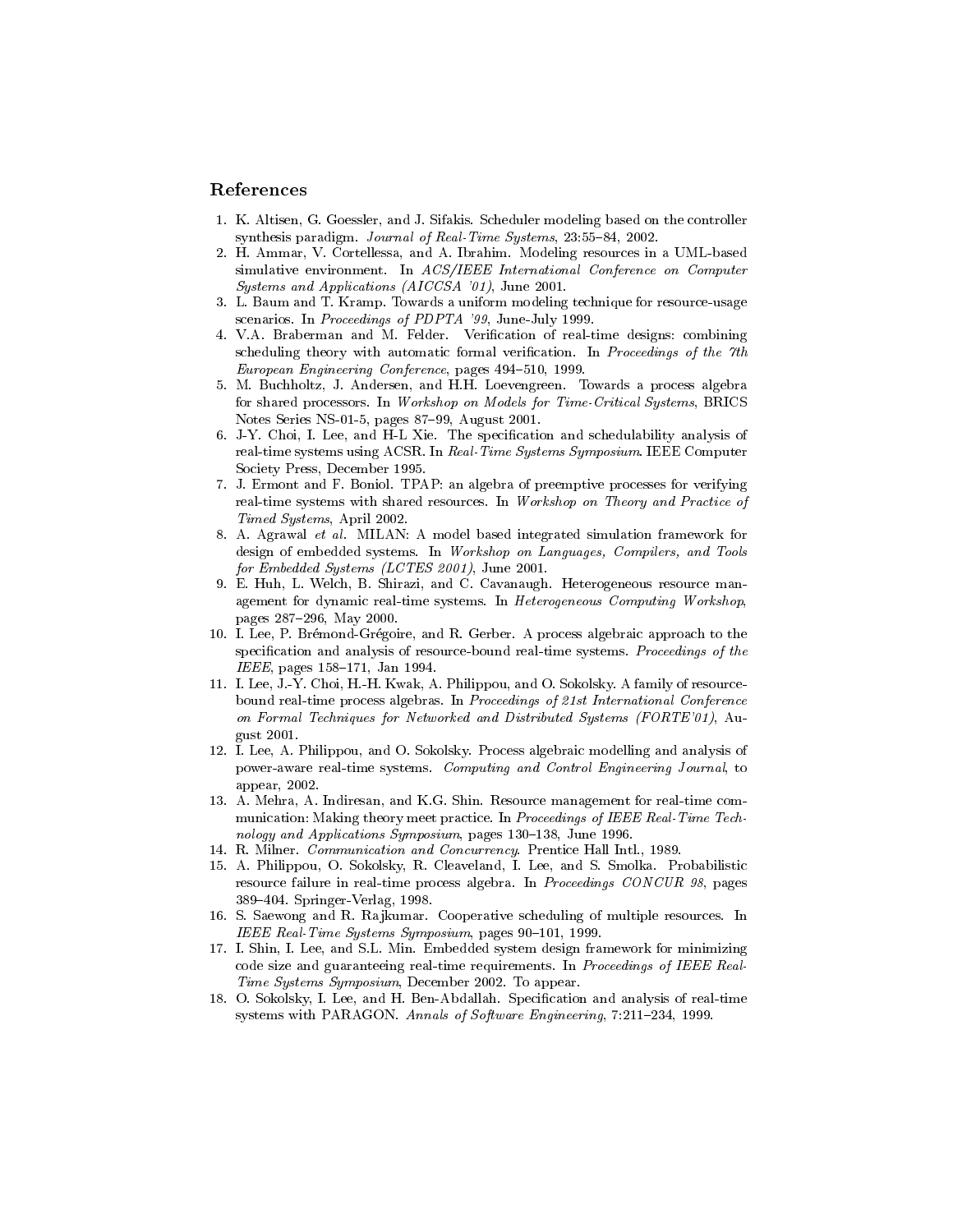## References

1. K. Altisen, G. Goessler, and J. Sifakis. Scheduler modeling based on the controller synthesis paradigm. *Journal of Real-Time Systems*, 23:55–84, 2002.
2. H. Ammar, V. Cortellessa, and A. Ibrahim. Modeling resources in a UML-based simulative environment. In *ACS/IEEE International Conference on Computer Systems and Applications (AICCSA '01)*, June 2001.
3. L. Baum and T. Kramp. Towards a uniform modeling technique for resource-usage scenarios. In *Proceedings of PDPTA '99*, June-July 1999.
4. V.A. Braberman and M. Felder. Verification of real-time designs: combining scheduling theory with automatic formal verification. In *Proceedings of the 7th European Engineering Conference*, pages 494–510, 1999.
5. M. Buchholtz, J. Andersen, and H.H. Loevengreen. Towards a process algebra for shared processors. In *Workshop on Models for Time-Critical Systems*, BRICS Notes Series NS-01-5, pages 87–99, August 2001.
6. J-Y. Choi, I. Lee, and H-L Xie. The specification and schedulability analysis of real-time systems using ACSR. In *Real-Time Systems Symposium*. IEEE Computer Society Press, December 1995.
7. J. Ermont and F. Boniol. TPAP: an algebra of preemptive processes for verifying real-time systems with shared resources. In *Workshop on Theory and Practice of Timed Systems*, April 2002.
8. A. Agrawal *et al*. MILAN: A model based integrated simulation framework for design of embedded systems. In *Workshop on Languages, Compilers, and Tools for Embedded Systems (LCTES 2001)*, June 2001.
9. E. Huh, L. Welch, B. Shirazi, and C. Cavanaugh. Heterogeneous resource management for dynamic real-time systems. In *Heterogeneous Computing Workshop*, pages 287–296, May 2000.
10. I. Lee, P. Brémond-Grégoire, and R. Gerber. A process algebraic approach to the specification and analysis of resource-bound real-time systems. *Proceedings of the IEEE*, pages 158–171, Jan 1994.
11. I. Lee, J.-Y. Choi, H.-H. Kwak, A. Philippou, and O. Sokolsky. A family of resource-bound real-time process algebras. In *Proceedings of 21st International Conference on Formal Techniques for Networked and Distributed Systems (FORTE'01)*, August 2001.
12. I. Lee, A. Philippou, and O. Sokolsky. Process algebraic modelling and analysis of power-aware real-time systems. *Computing and Control Engineering Journal*, to appear, 2002.
13. A. Mehra, A. Indiresan, and K.G. Shin. Resource management for real-time communication: Making theory meet practice. In *Proceedings of IEEE Real-Time Technology and Applications Symposium*, pages 130–138, June 1996.
14. R. Milner. *Communication and Concurrency*. Prentice Hall Intl., 1989.
15. A. Philippou, O. Sokolsky, R. Cleaveland, I. Lee, and S. Smolka. Probabilistic resource failure in real-time process algebra. In *Proceedings CONCUR 98*, pages 389–404. Springer-Verlag, 1998.
16. S. Saewong and R. Rajkumar. Cooperative scheduling of multiple resources. In *IEEE Real-Time Systems Symposium*, pages 90–101, 1999.
17. I. Shin, I. Lee, and S.L. Min. Embedded system design framework for minimizing code size and guaranteeing real-time requirements. In *Proceedings of IEEE Real-Time Systems Symposium*, December 2002. To appear.
18. O. Sokolsky, I. Lee, and H. Ben-Abdallah. Specification and analysis of real-time systems with PARAGON. *Annals of Software Engineering*, 7:211–234, 1999.